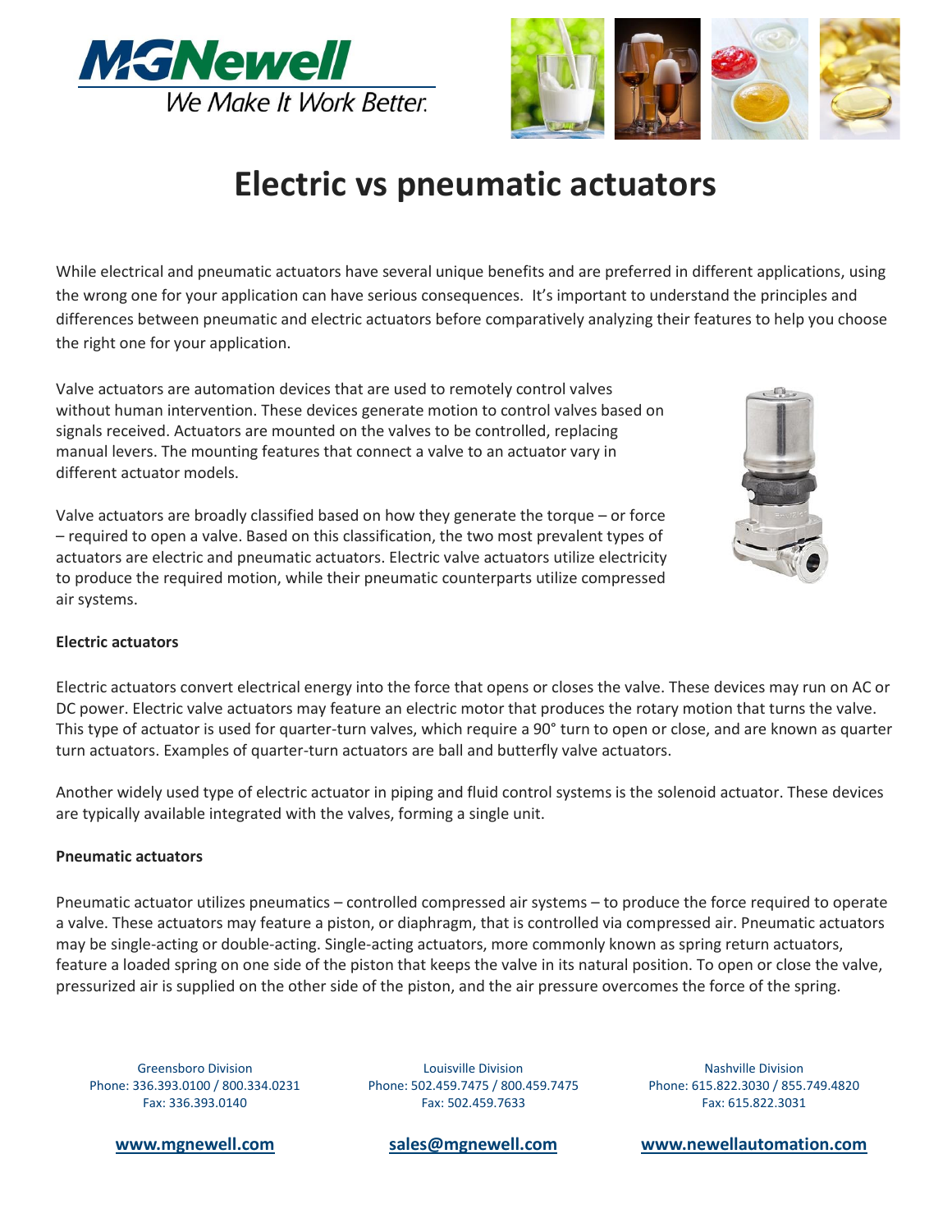# Electric vs pneumatic actuators

While electrical and pneumatic actuators have several unique benefits and are preferred in different applications, using the wrong one for your application can have serious consequences. It's important to understand the principles and differences between pneumatic and electric actuators before comparatively analyzing their features to help you choose the right one for your application.

Valve actuators are automation devices that are used to remotely control valves without human intervention. These devices generate motion to control valves based on signals received. Actuators are mounted on the valves to be controlled, replacing manual levers. The mounting features that connect a valve to an actuator vary in different actuator models.

Valve actuators are broadly classified based on how they generate the torque – or force – required to open a valve. Based on this classification, the two most prevalent types of actuators are electric and pneumatic actuators. Electric valve actuators utilize electricity to produce the required motion, while their pneumatic counterparts utilize compressed air systems.

**Electric actuators**

Electric actuators convert electrical energy into the force that opens or closes the valve. These devices may run on AC or DC power. Electric valve actuators may feature an electric motor that produces the rotary motion that turns the valve. This type of actuator is used for quarter-turn valves, which require a 90° turn to open or close, and are known as quarter turn actuators. Examples of quarter-turn actuators are ball and butterfly valve actuators.

Another widely used type of electric actuator in piping and fluid control systems is the solenoid actuator. These devices are typically available integrated with the valves, forming a single unit.

**Pneumatic actuators**

Pneumatic actuator utilizes pneumatics – controlled compressed air systems – to produce the force required to operate a valve. These actuators may feature a piston, or diaphragm, that is controlled via compressed air. Pneumatic actuators may be single-acting or double-acting. Single-acting actuators, more commonly known as spring return actuators, feature a loaded spring on one side of the piston that keeps the valve in its natural position. To open or close the valve, pressurized air is supplied on the other side of the piston, and the air pressure overcomes the force of the spring.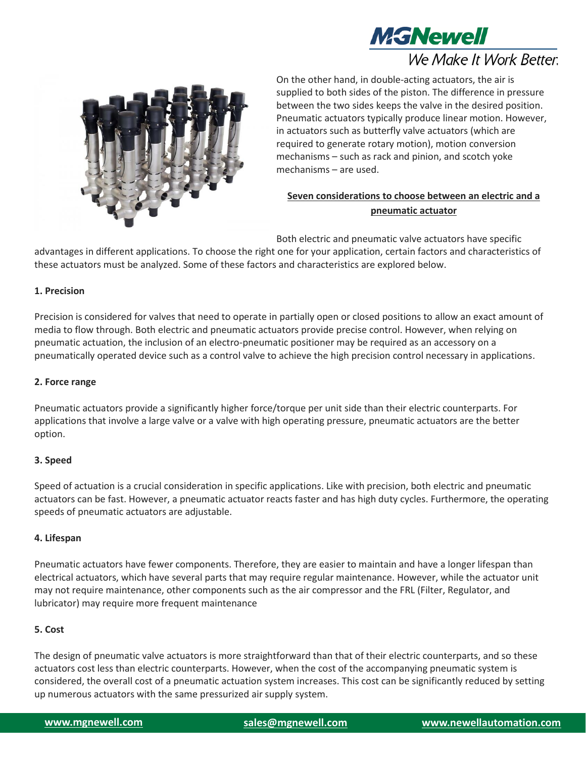On the other hand, in double-acting actuators, the air is supplied to both sides of the piston. The difference in pressure between the two sides keeps the valve in the desired position. Pneumatic actuators typically produce linear motion. However, in actuators such as butterfly valve actuators (which are required to generate rotary motion), motion conversion mechanisms – such as rack and pinion, and scotch yoke mechanisms – are used.

## Seven considerations to choose between an electric and a pneumatic actuator

Both electric and pneumatic valve actuators have specific advantages in different applications. To choose the right one for your application, certain factors and characteristics of these actuators must be analyzed. Some of these factors and characteristics are explored below.

### 1. Precision

Precision is considered for valves that need to operate in partially open or closed positions to allow an exact amount of media to flow through. Both electric and pneumatic actuators provide precise control. However, when relying on pneumatic actuation, the inclusion of an electro-pneumatic positioner may be required as an accessory on a pneumatically operated device such as a control valve to achieve the high precision control necessary in applications.

### 2. Force range

Pneumatic actuators provide a significantly higher force/torque per unit side than their electric counterparts. For applications that involve a large valve or a valve with high operating pressure, pneumatic actuators are the better option.

### 3. Speed

Speed of actuation is a crucial consideration in specific applications. Like with precision, both electric and pneumatic actuators can be fast. However, a pneumatic actuator reacts faster and has high duty cycles. Furthermore, the operating speeds of pneumatic actuators are adjustable.

### 4. Lifespan

Pneumatic actuators have fewer components. Therefore, they are easier to maintain and have a longer lifespan than electrical actuators, which have several parts that may require regular maintenance. However, while the actuator unit may not require maintenance, other components such as the air compressor and the FRL (Filter, Regulator, and lubricator) may require more frequent maintenance

### 5. Cost

The design of pneumatic valve actuators is more straightforward than that of their electric counterparts, and so these actuators cost less than electric counterparts. However, when the cost of the accompanying pneumatic system is considered, the overall cost of a pneumatic actuation system increases. This cost can be significantly reduced by setting up numerous actuators with the same pressurized air supply system.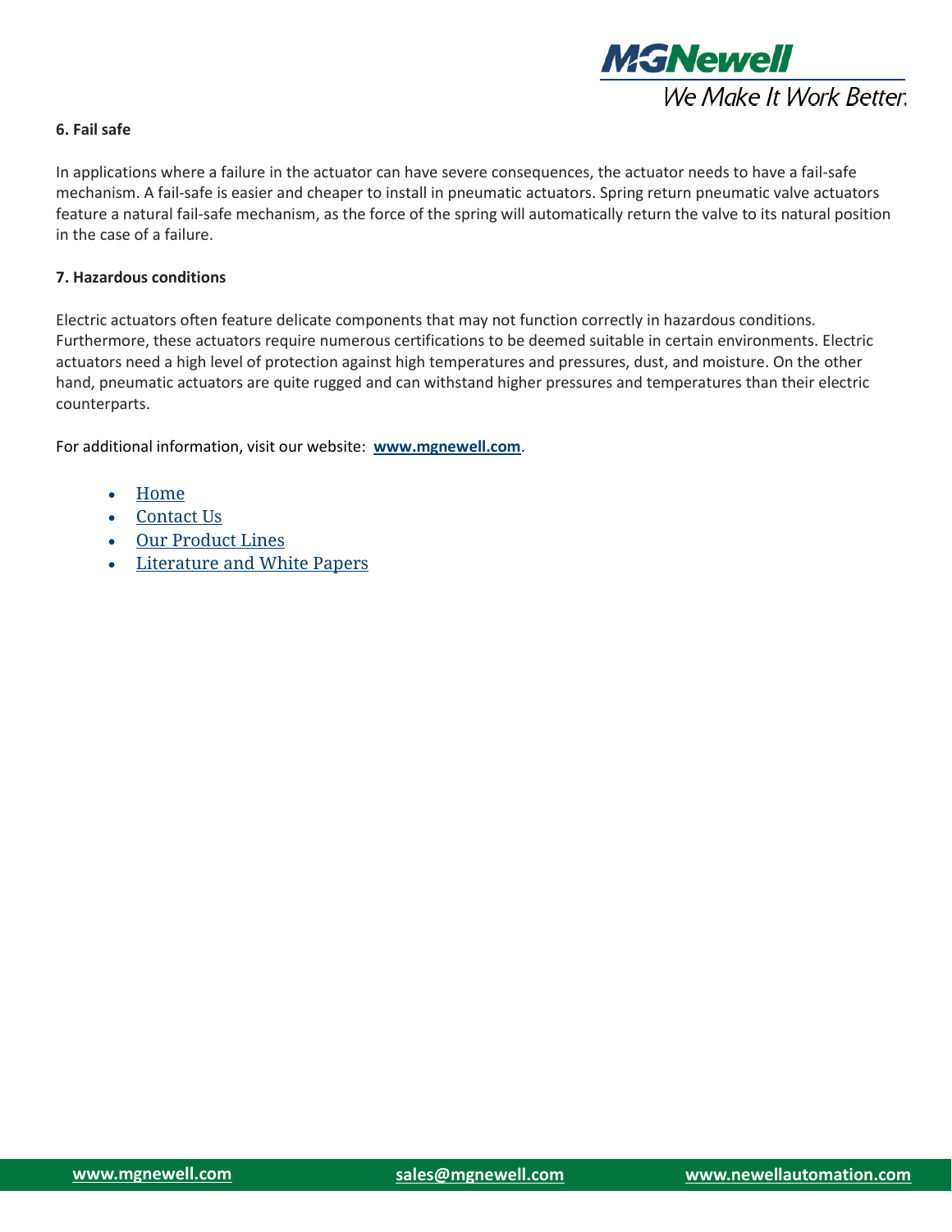**6. Fail safe**

In applications where a failure in the actuator can have severe consequences, the actuator needs to have a fail-safe mechanism. A fail-safe is easier and cheaper to install in pneumatic actuators. Spring return pneumatic valve actuators feature a natural fail-safe mechanism, as the force of the spring will automatically return the valve to its natural position in the case of a failure.

**7. Hazardous conditions**

Electric actuators often feature delicate components that may not function correctly in hazardous conditions. Furthermore, these actuators require numerous certifications to be deemed suitable in certain environments. Electric actuators need a high level of protection against high temperatures and pressures, dust, and moisture. On the other hand, pneumatic actuators are quite rugged and can withstand higher pressures and temperatures than their electric counterparts.

For additional information, visit our website: **www.mgnewell.com**.

- Home
- Contact Us
- Our Product Lines
- Literature and White Papers